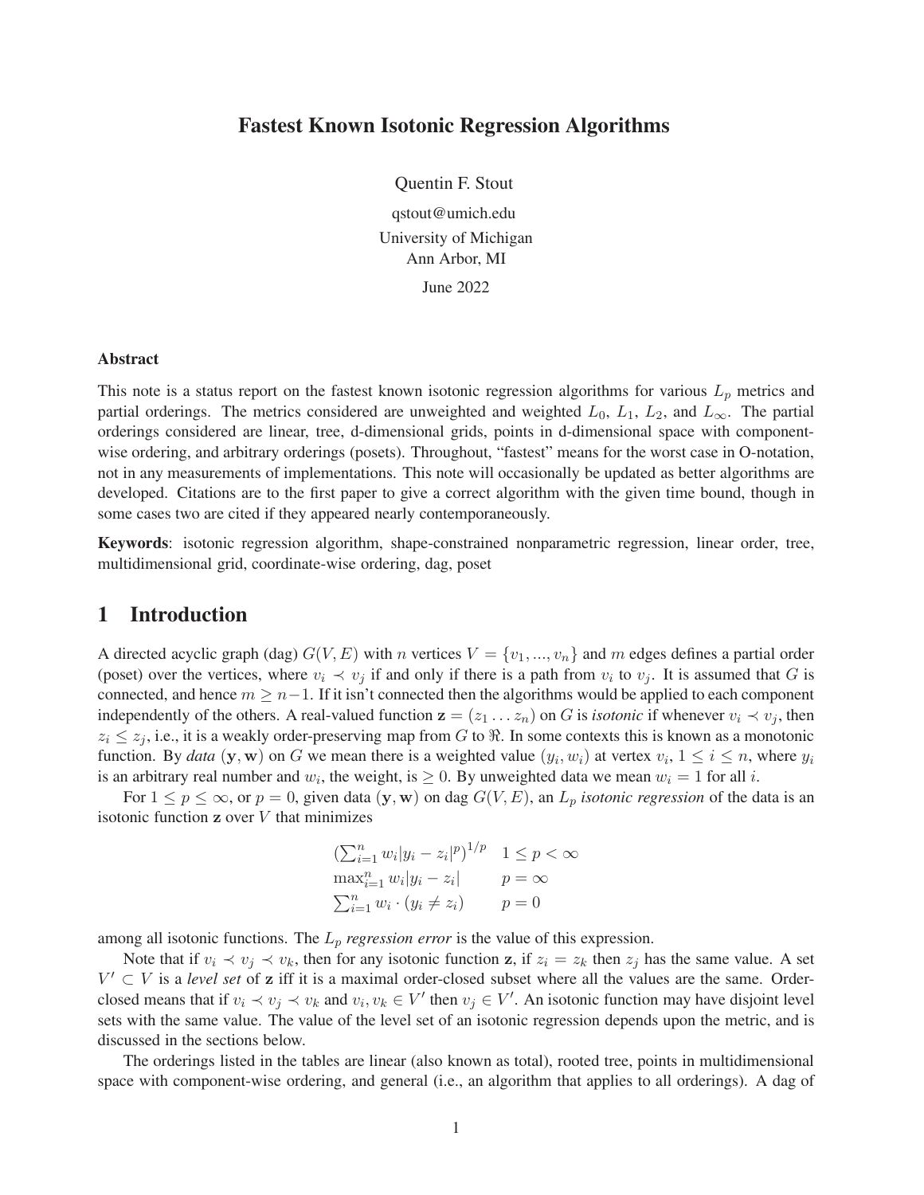# Fastest Known Isotonic Regression Algorithms

Quentin F. Stout

qstout@umich.edu

University of Michigan
Ann Arbor, MI

June 2022

### Abstract

This note is a status report on the fastest known isotonic regression algorithms for various $L_p$ metrics and partial orderings. The metrics considered are unweighted and weighted $L_0$, $L_1$, $L_2$, and $L_\infty$. The partial orderings considered are linear, tree, d-dimensional grids, points in d-dimensional space with component-wise ordering, and arbitrary orderings (posets). Throughout, "fastest" means for the worst case in O-notation, not in any measurements of implementations. This note will occasionally be updated as better algorithms are developed. Citations are to the first paper to give a correct algorithm with the given time bound, though in some cases two are cited if they appeared nearly contemporaneously.

**Keywords**: isotonic regression algorithm, shape-constrained nonparametric regression, linear order, tree, multidimensional grid, coordinate-wise ordering, dag, poset

## 1 Introduction

A directed acyclic graph (dag) $G(V, E)$ with $n$ vertices $V = \{v_1, ..., v_n\}$ and $m$ edges defines a partial order (poset) over the vertices, where $v_i \prec v_j$ if and only if there is a path from $v_i$ to $v_j$. It is assumed that $G$ is connected, and hence $m \geq n-1$. If it isn't connected then the algorithms would be applied to each component independently of the others. A real-valued function $\mathbf{z} = (z_1 \dots z_n)$ on $G$ is *isotonic* if whenever $v_i \prec v_j$, then $z_i \leq z_j$, i.e., it is a weakly order-preserving map from $G$ to $\Re$. In some contexts this is known as a monotonic function. By *data* $(\mathbf{y}, \mathbf{w})$ on $G$ we mean there is a weighted value $(y_i, w_i)$ at vertex $v_i$, $1 \leq i \leq n$, where $y_i$ is an arbitrary real number and $w_i$, the weight, is $\geq 0$. By unweighted data we mean $w_i = 1$ for all $i$.

For $1 \leq p \leq \infty$, or $p = 0$, given data $(\mathbf{y}, \mathbf{w})$ on dag $G(V, E)$, an $L_p$ *isotonic regression* of the data is an isotonic function $\mathbf{z}$ over $V$ that minimizes

$$
\begin{array}{ll}
\left(\sum_{i=1}^n w_i |y_i - z_i|^p\right)^{1/p} & 1 \leq p < \infty \\
\max_{i=1}^n w_i |y_i - z_i| & p = \infty \\
\sum_{i=1}^n w_i \cdot (y_i \neq z_i) & p = 0
\end{array}
$$

among all isotonic functions. The $L_p$ *regression error* is the value of this expression.

Note that if $v_i \prec v_j \prec v_k$, then for any isotonic function $\mathbf{z}$, if $z_i = z_k$ then $z_j$ has the same value. A set $V' \subset V$ is a *level set* of $\mathbf{z}$ iff it is a maximal order-closed subset where all the values are the same. Order-closed means that if $v_i \prec v_j \prec v_k$ and $v_i, v_k \in V'$ then $v_j \in V'$. An isotonic function may have disjoint level sets with the same value. The value of the level set of an isotonic regression depends upon the metric, and is discussed in the sections below.

The orderings listed in the tables are linear (also known as total), rooted tree, points in multidimensional space with component-wise ordering, and general (i.e., an algorithm that applies to all orderings). A dag of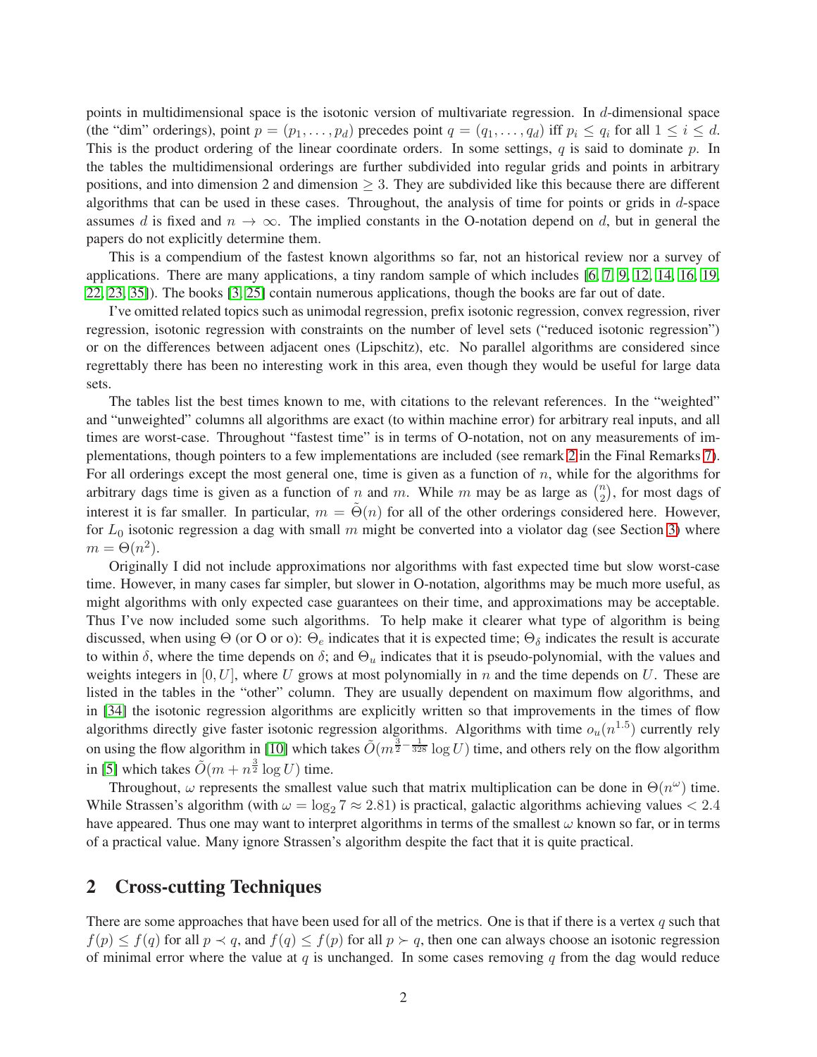points in multidimensional space is the isotonic version of multivariate regression. In $d$-dimensional space (the "dim" orderings), point $p = (p_1, \ldots, p_d)$ precedes point $q = (q_1, \ldots, q_d)$ iff $p_i \leq q_i$ for all $1 \leq i \leq d$. This is the product ordering of the linear coordinate orders. In some settings, $q$ is said to dominate $p$. In the tables the multidimensional orderings are further subdivided into regular grids and points in arbitrary positions, and into dimension 2 and dimension $\geq 3$. They are subdivided like this because there are different algorithms that can be used in these cases. Throughout, the analysis of time for points or grids in $d$-space assumes $d$ is fixed and $n \to \infty$. The implied constants in the O-notation depend on $d$, but in general the papers do not explicitly determine them.

This is a compendium of the fastest known algorithms so far, not an historical review nor a survey of applications. There are many applications, a tiny random sample of which includes [6, 7, 9, 12, 14, 16, 19, 22, 23, 35]). The books [3, 25] contain numerous applications, though the books are far out of date.

I've omitted related topics such as unimodal regression, prefix isotonic regression, convex regression, river regression, isotonic regression with constraints on the number of level sets ("reduced isotonic regression") or on the differences between adjacent ones (Lipschitz), etc. No parallel algorithms are considered since regrettably there has been no interesting work in this area, even though they would be useful for large data sets.

The tables list the best times known to me, with citations to the relevant references. In the "weighted" and "unweighted" columns all algorithms are exact (to within machine error) for arbitrary real inputs, and all times are worst-case. Throughout "fastest time" is in terms of O-notation, not on any measurements of implementations, though pointers to a few implementations are included (see remark 2 in the Final Remarks 7). For all orderings except the most general one, time is given as a function of $n$, while for the algorithms for arbitrary dags time is given as a function of $n$ and $m$. While $m$ may be as large as $\binom{n}{2}$, for most dags of interest it is far smaller. In particular, $m = \tilde{\Theta}(n)$ for all of the other orderings considered here. However, for $L_0$ isotonic regression a dag with small $m$ might be converted into a violator dag (see Section 3) where $m = \Theta(n^2)$.

Originally I did not include approximations nor algorithms with fast expected time but slow worst-case time. However, in many cases far simpler, but slower in O-notation, algorithms may be much more useful, as might algorithms with only expected case guarantees on their time, and approximations may be acceptable. Thus I've now included some such algorithms. To help make it clearer what type of algorithm is being discussed, when using $\Theta$ (or O or o): $\Theta_e$ indicates that it is expected time; $\Theta_\delta$ indicates the result is accurate to within $\delta$, where the time depends on $\delta$; and $\Theta_u$ indicates that it is pseudo-polynomial, with the values and weights integers in $[0, U]$, where $U$ grows at most polynomially in $n$ and the time depends on $U$. These are listed in the tables in the "other" column. They are usually dependent on maximum flow algorithms, and in [34] the isotonic regression algorithms are explicitly written so that improvements in the times of flow algorithms directly give faster isotonic regression algorithms. Algorithms with time $o_u(n^{1.5})$ currently rely on using the flow algorithm in [10] which takes $\tilde{O}(m^{\frac{3}{2}-\frac{1}{328}} \log U)$ time, and others rely on the flow algorithm in [5] which takes $\tilde{O}(m + n^{\frac{3}{2}} \log U)$ time.

Throughout, $\omega$ represents the smallest value such that matrix multiplication can be done in $\Theta(n^\omega)$ time. While Strassen's algorithm (with $\omega = \log_2 7 \approx 2.81$) is practical, galactic algorithms achieving values $< 2.4$ have appeared. Thus one may want to interpret algorithms in terms of the smallest $\omega$ known so far, or in terms of a practical value. Many ignore Strassen's algorithm despite the fact that it is quite practical.

## 2 Cross-cutting Techniques

There are some approaches that have been used for all of the metrics. One is that if there is a vertex $q$ such that $f(p) \leq f(q)$ for all $p \prec q$, and $f(q) \leq f(p)$ for all $p \succ q$, then one can always choose an isotonic regression of minimal error where the value at $q$ is unchanged. In some cases removing $q$ from the dag would reduce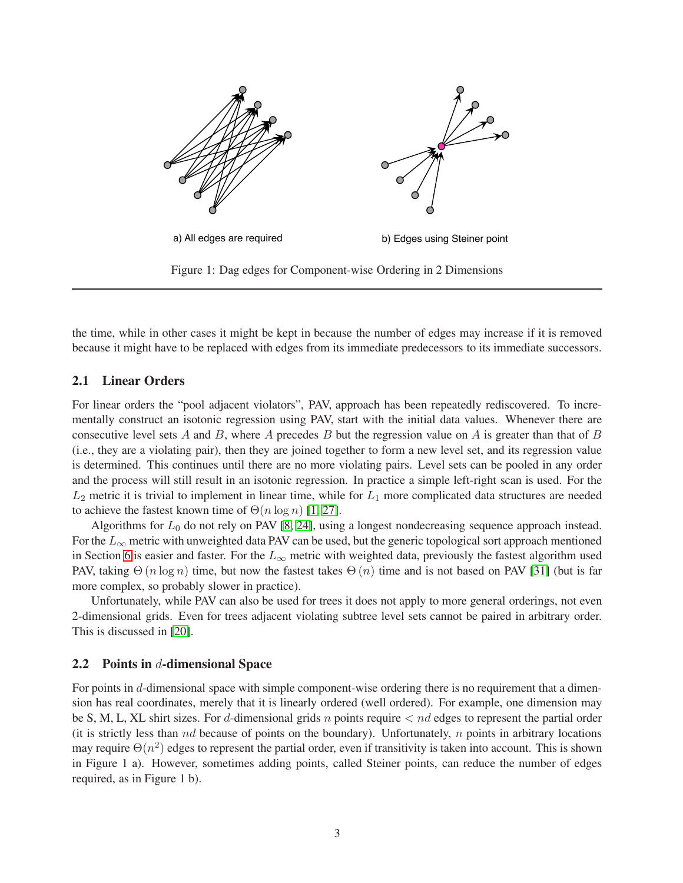a) All edges are required

b) Edges using Steiner point

Figure 1: Dag edges for Component-wise Ordering in 2 Dimensions

the time, while in other cases it might be kept in because the number of edges may increase if it is removed because it might have to be replaced with edges from its immediate predecessors to its immediate successors.

## 2.1 Linear Orders

For linear orders the "pool adjacent violators", PAV, approach has been repeatedly rediscovered. To incrementally construct an isotonic regression using PAV, start with the initial data values. Whenever there are consecutive level sets $A$ and $B$, where $A$ precedes $B$ but the regression value on $A$ is greater than that of $B$ (i.e., they are a violating pair), then they are joined together to form a new level set, and its regression value is determined. This continues until there are no more violating pairs. Level sets can be pooled in any order and the process will still result in an isotonic regression. In practice a simple left-right scan is used. For the $L_2$ metric it is trivial to implement in linear time, while for $L_1$ more complicated data structures are needed to achieve the fastest known time of $\Theta(n \log n)$ [1, 27].

Algorithms for $L_0$ do not rely on PAV [8, 24], using a longest nondecreasing sequence approach instead. For the $L_\infty$ metric with unweighted data PAV can be used, but the generic topological sort approach mentioned in Section 6 is easier and faster. For the $L_\infty$ metric with weighted data, previously the fastest algorithm used PAV, taking $\Theta(n \log n)$ time, but now the fastest takes $\Theta(n)$ time and is not based on PAV [31] (but is far more complex, so probably slower in practice).

Unfortunately, while PAV can also be used for trees it does not apply to more general orderings, not even 2-dimensional grids. Even for trees adjacent violating subtree level sets cannot be paired in arbitrary order. This is discussed in [20].

## 2.2 Points in $d$-dimensional Space

For points in $d$-dimensional space with simple component-wise ordering there is no requirement that a dimension has real coordinates, merely that it is linearly ordered (well ordered). For example, one dimension may be S, M, L, XL shirt sizes. For $d$-dimensional grids $n$ points require $< nd$ edges to represent the partial order (it is strictly less than $nd$ because of points on the boundary). Unfortunately, $n$ points in arbitrary locations may require $\Theta(n^2)$ edges to represent the partial order, even if transitivity is taken into account. This is shown in Figure 1 a). However, sometimes adding points, called Steiner points, can reduce the number of edges required, as in Figure 1 b).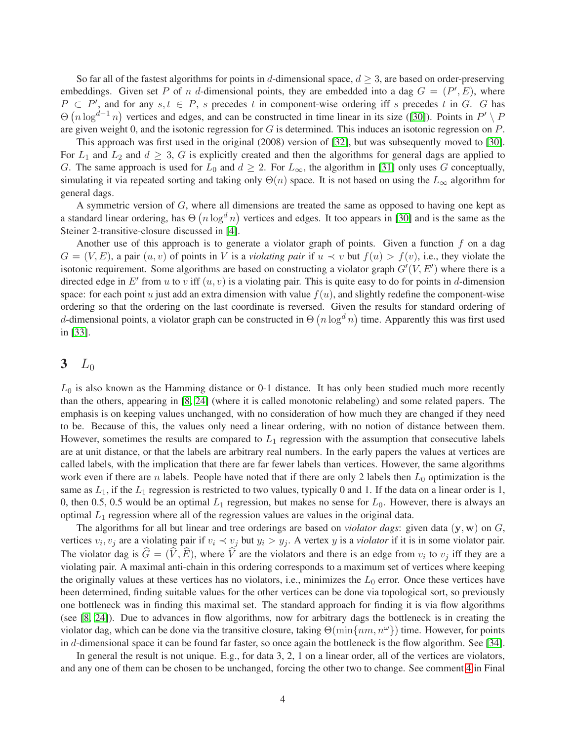So far all of the fastest algorithms for points in $d$-dimensional space, $d \geq 3$, are based on order-preserving embeddings. Given set $P$ of $n$ $d$-dimensional points, they are embedded into a dag $G = (P', E)$, where $P \subset P'$, and for any $s, t \in P$, $s$ precedes $t$ in component-wise ordering iff $s$ precedes $t$ in $G$. $G$ has $\Theta\left(n \log^{d-1} n\right)$ vertices and edges, and can be constructed in time linear in its size ([30]). Points in $P' \setminus P$ are given weight 0, and the isotonic regression for $G$ is determined. This induces an isotonic regression on $P$.

This approach was first used in the original (2008) version of [32], but was subsequently moved to [30]. For $L_1$ and $L_2$ and $d \geq 3$, $G$ is explicitly created and then the algorithms for general dags are applied to $G$. The same approach is used for $L_0$ and $d \geq 2$. For $L_\infty$, the algorithm in [31] only uses $G$ conceptually, simulating it via repeated sorting and taking only $\Theta(n)$ space. It is not based on using the $L_\infty$ algorithm for general dags.

A symmetric version of $G$, where all dimensions are treated the same as opposed to having one kept as a standard linear ordering, has $\Theta\left(n \log^d n\right)$ vertices and edges. It too appears in [30] and is the same as the Steiner 2-transitive-closure discussed in [4].

Another use of this approach is to generate a violator graph of points. Given a function $f$ on a dag $G = (V, E)$, a pair $(u, v)$ of points in $V$ is a *violating pair* if $u \prec v$ but $f(u) > f(v)$, i.e., they violate the isotonic requirement. Some algorithms are based on constructing a violator graph $G'(V, E')$ where there is a directed edge in $E'$ from $u$ to $v$ iff $(u, v)$ is a violating pair. This is quite easy to do for points in $d$-dimension space: for each point $u$ just add an extra dimension with value $f(u)$, and slightly redefine the component-wise ordering so that the ordering on the last coordinate is reversed. Given the results for standard ordering of $d$-dimensional points, a violator graph can be constructed in $\Theta\left(n \log^d n\right)$ time. Apparently this was first used in [33].

# 3 $L_0$

$L_0$ is also known as the Hamming distance or 0-1 distance. It has only been studied much more recently than the others, appearing in [8, 24] (where it is called monotonic relabeling) and some related papers. The emphasis is on keeping values unchanged, with no consideration of how much they are changed if they need to be. Because of this, the values only need a linear ordering, with no notion of distance between them. However, sometimes the results are compared to $L_1$ regression with the assumption that consecutive labels are at unit distance, or that the labels are arbitrary real numbers. In the early papers the values at vertices are called labels, with the implication that there are far fewer labels than vertices. However, the same algorithms work even if there are $n$ labels. People have noted that if there are only 2 labels then $L_0$ optimization is the same as $L_1$, if the $L_1$ regression is restricted to two values, typically 0 and 1. If the data on a linear order is 1, 0, then 0.5, 0.5 would be an optimal $L_1$ regression, but makes no sense for $L_0$. However, there is always an optimal $L_1$ regression where all of the regression values are values in the original data.

The algorithms for all but linear and tree orderings are based on *violator dags*: given data $(\mathbf{y}, \mathbf{w})$ on $G$, vertices $v_i, v_j$ are a violating pair if $v_i \prec v_j$ but $y_i > y_j$. A vertex $y$ is a *violator* if it is in some violator pair. The violator dag is $\widehat{G} = (\widehat{V}, \widehat{E})$, where $\widehat{V}$ are the violators and there is an edge from $v_i$ to $v_j$ iff they are a violating pair. A maximal anti-chain in this ordering corresponds to a maximum set of vertices where keeping the originally values at these vertices has no violators, i.e., minimizes the $L_0$ error. Once these vertices have been determined, finding suitable values for the other vertices can be done via topological sort, so previously one bottleneck was in finding this maximal set. The standard approach for finding it is via flow algorithms (see [8, 24]). Due to advances in flow algorithms, now for arbitrary dags the bottleneck is in creating the violator dag, which can be done via the transitive closure, taking $\Theta(\min\{nm, n^\omega\})$ time. However, for points in $d$-dimensional space it can be found far faster, so once again the bottleneck is the flow algorithm. See [34].

In general the result is not unique. E.g., for data 3, 2, 1 on a linear order, all of the vertices are violators, and any one of them can be chosen to be unchanged, forcing the other two to change. See comment 4 in Final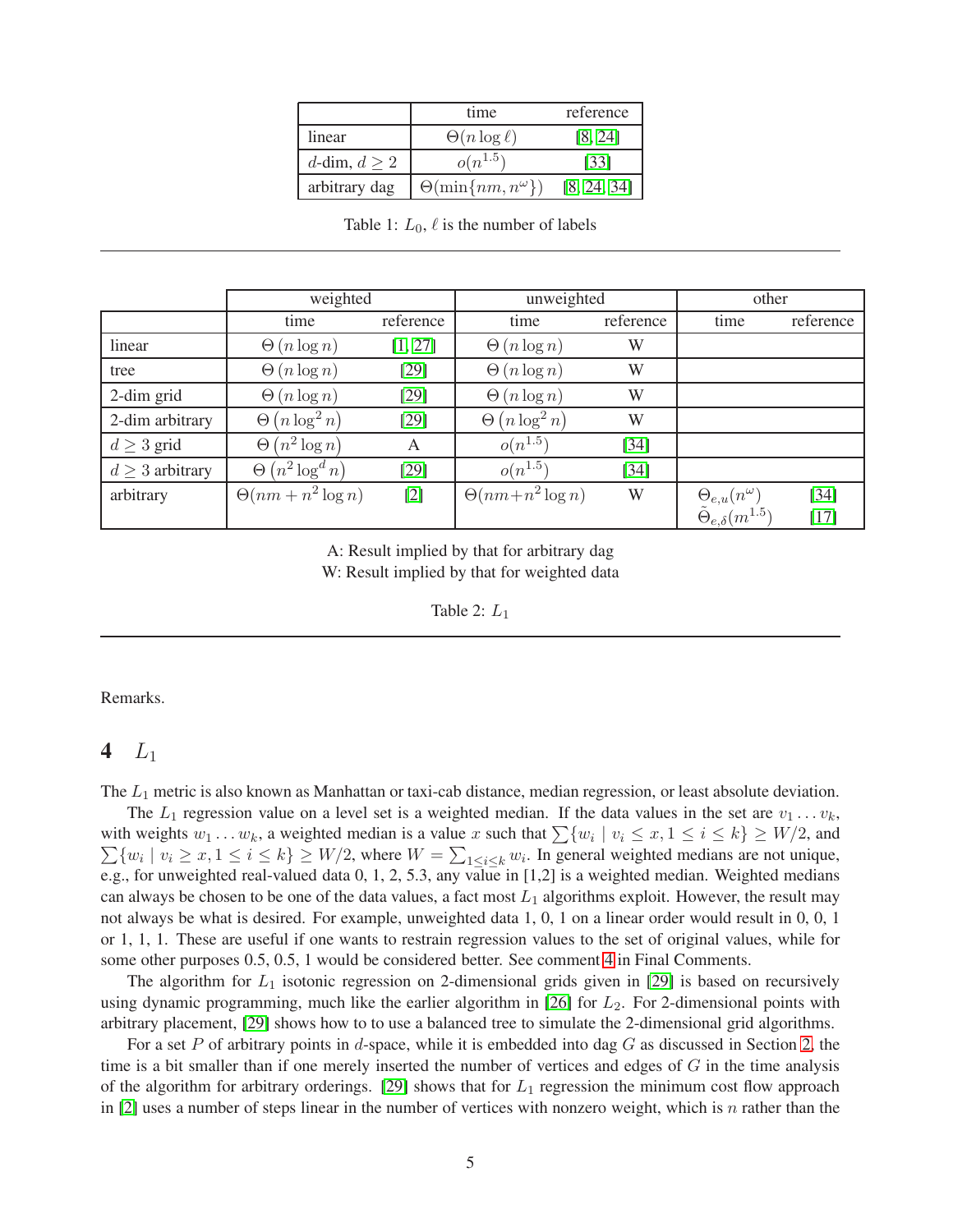| | time | reference |
|---|---|---|
| linear | $\Theta(n \log \ell)$ | [8, 24] |
| $d$-dim, $d \geq 2$ | $o(n^{1.5})$ | [33] |
| arbitrary dag | $\Theta(\min\{nm, n^{\omega}\})$ | [8, 24, 34] |

Table 1: $L_0$, $\ell$ is the number of labels

| | weighted | | unweighted | | other | |
|---|---|---|---|---|---|---|
| | time | reference | time | reference | time | reference |
| linear | $\Theta(n \log n)$ | [1, 27] | $\Theta(n \log n)$ | W | | |
| tree | $\Theta(n \log n)$ | [29] | $\Theta(n \log n)$ | W | | |
| 2-dim grid | $\Theta(n \log n)$ | [29] | $\Theta(n \log n)$ | W | | |
| 2-dim arbitrary | $\Theta(n \log^2 n)$ | [29] | $\Theta(n \log^2 n)$ | W | | |
| $d \geq 3$ grid | $\Theta(n^2 \log n)$ | A | $o(n^{1.5})$ | [34] | | |
| $d \geq 3$ arbitrary | $\Theta(n^2 \log^d n)$ | [29] | $o(n^{1.5})$ | [34] | | |
| arbitrary | $\Theta(nm + n^2 \log n)$ | [2] | $\Theta(nm + n^2 \log n)$ | W | $\Theta_{e,u}(n^{\omega})$ <br> $\tilde{\Theta}_{e,\delta}(m^{1.5})$ | [34] <br> [17] |

A: Result implied by that for arbitrary dag

W: Result implied by that for weighted data

Table 2: $L_1$

Remarks.

# 4 $L_1$

The $L_1$ metric is also known as Manhattan or taxi-cab distance, median regression, or least absolute deviation.

The $L_1$ regression value on a level set is a weighted median. If the data values in the set are $v_1 \ldots v_k$, with weights $w_1 \ldots w_k$, a weighted median is a value $x$ such that $\sum\{w_i \mid v_i \leq x, 1 \leq i \leq k\} \geq W/2$, and $\sum\{w_i \mid v_i \geq x, 1 \leq i \leq k\} \geq W/2$, where $W = \sum_{1 \leq i \leq k} w_i$. In general weighted medians are not unique, e.g., for unweighted real-valued data 0, 1, 2, 5.3, any value in [1,2] is a weighted median. Weighted medians can always be chosen to be one of the data values, a fact most $L_1$ algorithms exploit. However, the result may not always be what is desired. For example, unweighted data 1, 0, 1 on a linear order would result in 0, 0, 1 or 1, 1, 1. These are useful if one wants to restrain regression values to the set of original values, while for some other purposes 0.5, 0.5, 1 would be considered better. See comment 4 in Final Comments.

The algorithm for $L_1$ isotonic regression on 2-dimensional grids given in [29] is based on recursively using dynamic programming, much like the earlier algorithm in [26] for $L_2$. For 2-dimensional points with arbitrary placement, [29] shows how to to use a balanced tree to simulate the 2-dimensional grid algorithms.

For a set $P$ of arbitrary points in $d$-space, while it is embedded into dag $G$ as discussed in Section 2, the time is a bit smaller than if one merely inserted the number of vertices and edges of $G$ in the time analysis of the algorithm for arbitrary orderings. [29] shows that for $L_1$ regression the minimum cost flow approach in [2] uses a number of steps linear in the number of vertices with nonzero weight, which is $n$ rather than the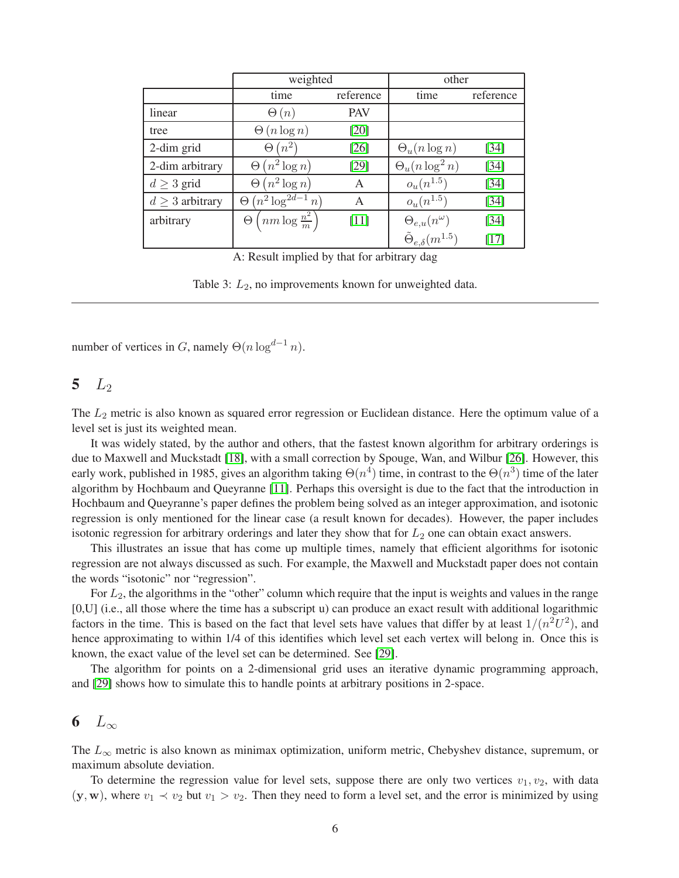| | weighted | | other | |
|---|---|---|---|---|
| | time | reference | time | reference |
| linear | $\Theta(n)$ | PAV | | |
| tree | $\Theta(n \log n)$ | [20] | | |
| 2-dim grid | $\Theta(n^2)$ | [26] | $\Theta_u(n \log n)$ | [34] |
| 2-dim arbitrary | $\Theta(n^2 \log n)$ | [29] | $\Theta_u(n \log^2 n)$ | [34] |
| $d \geq 3$ grid | $\Theta(n^2 \log n)$ | A | $o_u(n^{1.5})$ | [34] |
| $d \geq 3$ arbitrary | $\Theta(n^2 \log^{2d-1} n)$ | A | $o_u(n^{1.5})$ | [34] |
| arbitrary | $\Theta\left(nm \log \frac{n^2}{m}\right)$ | [11] | $\Theta_{e,u}(n^{\omega})$ | [34] |
| | | | $\tilde{\Theta}_{e,\delta}(m^{1.5})$ | [17] |

A: Result implied by that for arbitrary dag

Table 3: $L_2$, no improvements known for unweighted data.

number of vertices in $G$, namely $\Theta(n \log^{d-1} n)$.

## 5 $L_2$

The $L_2$ metric is also known as squared error regression or Euclidean distance. Here the optimum value of a level set is just its weighted mean.

It was widely stated, by the author and others, that the fastest known algorithm for arbitrary orderings is due to Maxwell and Muckstadt [18], with a small correction by Spouge, Wan, and Wilbur [26]. However, this early work, published in 1985, gives an algorithm taking $\Theta(n^4)$ time, in contrast to the $\Theta(n^3)$ time of the later algorithm by Hochbaum and Queyranne [11]. Perhaps this oversight is due to the fact that the introduction in Hochbaum and Queyranne's paper defines the problem being solved as an integer approximation, and isotonic regression is only mentioned for the linear case (a result known for decades). However, the paper includes isotonic regression for arbitrary orderings and later they show that for $L_2$ one can obtain exact answers.

This illustrates an issue that has come up multiple times, namely that efficient algorithms for isotonic regression are not always discussed as such. For example, the Maxwell and Muckstadt paper does not contain the words "isotonic" nor "regression".

For $L_2$, the algorithms in the "other" column which require that the input is weights and values in the range [0,U] (i.e., all those where the time has a subscript u) can produce an exact result with additional logarithmic factors in the time. This is based on the fact that level sets have values that differ by at least $1/(n^2U^2)$, and hence approximating to within 1/4 of this identifies which level set each vertex will belong in. Once this is known, the exact value of the level set can be determined. See [29].

The algorithm for points on a 2-dimensional grid uses an iterative dynamic programming approach, and [29] shows how to simulate this to handle points at arbitrary positions in 2-space.

## 6 $L_\infty$

The $L_\infty$ metric is also known as minimax optimization, uniform metric, Chebyshev distance, supremum, or maximum absolute deviation.

To determine the regression value for level sets, suppose there are only two vertices $v_1, v_2$, with data $(\mathbf{y}, \mathbf{w})$, where $v_1 \prec v_2$ but $v_1 > v_2$. Then they need to form a level set, and the error is minimized by using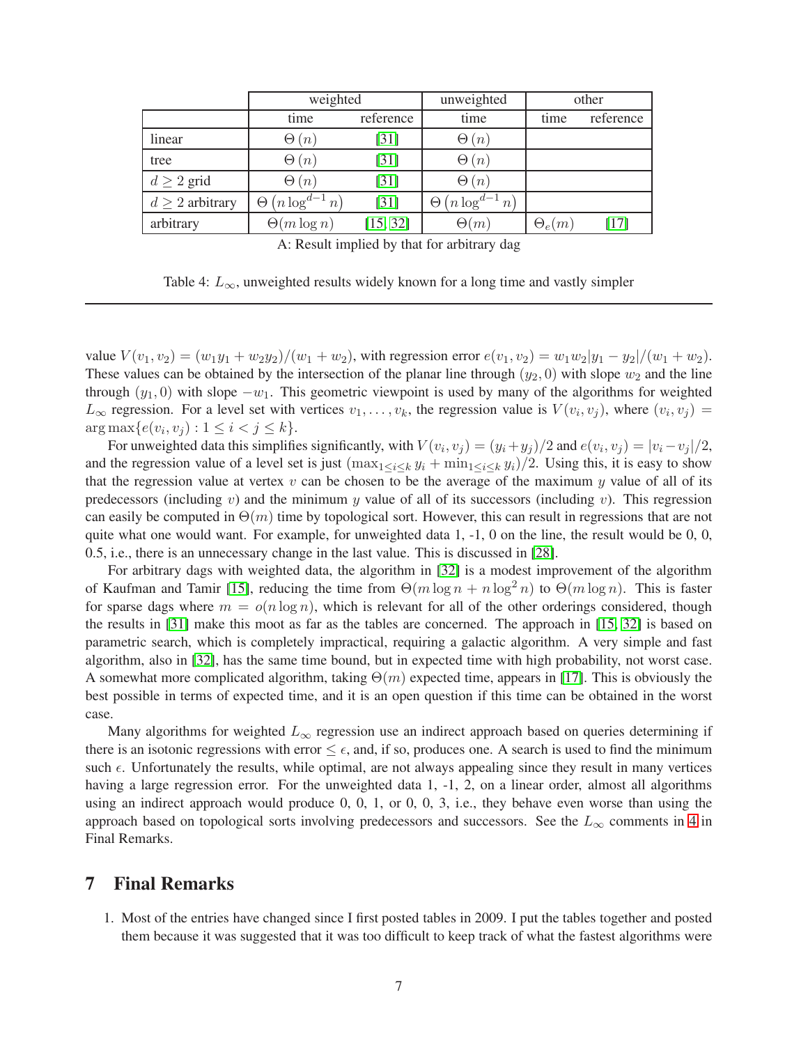| | weighted | | unweighted | other | |
|---|---|---|---|---|---|
| | time | reference | time | time | reference |
| linear | $\Theta(n)$ | [31] | $\Theta(n)$ | | |
| tree | $\Theta(n)$ | [31] | $\Theta(n)$ | | |
| $d \geq 2$ grid | $\Theta(n)$ | [31] | $\Theta(n)$ | | |
| $d \geq 2$ arbitrary | $\Theta\left(n \log^{d-1} n\right)$ | [31] | $\Theta\left(n \log^{d-1} n\right)$ | | |
| arbitrary | $\Theta(m \log n)$ | [15, 32] | $\Theta(m)$ | $\Theta_e(m)$ | [17] |

A: Result implied by that for arbitrary dag

Table 4: $L_\infty$, unweighted results widely known for a long time and vastly simpler

---

value $V(v_1, v_2) = (w_1 y_1 + w_2 y_2)/(w_1 + w_2)$, with regression error $e(v_1, v_2) = w_1 w_2 |y_1 - y_2|/(w_1 + w_2)$. These values can be obtained by the intersection of the planar line through $(y_2, 0)$ with slope $w_2$ and the line through $(y_1, 0)$ with slope $-w_1$. This geometric viewpoint is used by many of the algorithms for weighted $L_\infty$ regression. For a level set with vertices $v_1, \ldots, v_k$, the regression value is $V(v_i, v_j)$, where $(v_i, v_j) = \arg\max\{e(v_i, v_j) : 1 \leq i < j \leq k\}$.

For unweighted data this simplifies significantly, with $V(v_i, v_j) = (y_i + y_j)/2$ and $e(v_i, v_j) = |v_i - v_j|/2$, and the regression value of a level set is just $(\max_{1 \leq i \leq k} y_i + \min_{1 \leq i \leq k} y_i)/2$. Using this, it is easy to show that the regression value at vertex $v$ can be chosen to be the average of the maximum $y$ value of all of its predecessors (including $v$) and the minimum $y$ value of all of its successors (including $v$). This regression can easily be computed in $\Theta(m)$ time by topological sort. However, this can result in regressions that are not quite what one would want. For example, for unweighted data 1, -1, 0 on the line, the result would be 0, 0, 0.5, i.e., there is an unnecessary change in the last value. This is discussed in [28].

For arbitrary dags with weighted data, the algorithm in [32] is a modest improvement of the algorithm of Kaufman and Tamir [15], reducing the time from $\Theta(m \log n + n \log^2 n)$ to $\Theta(m \log n)$. This is faster for sparse dags where $m = o(n \log n)$, which is relevant for all of the other orderings considered, though the results in [31] make this moot as far as the tables are concerned. The approach in [15, 32] is based on parametric search, which is completely impractical, requiring a galactic algorithm. A very simple and fast algorithm, also in [32], has the same time bound, but in expected time with high probability, not worst case. A somewhat more complicated algorithm, taking $\Theta(m)$ expected time, appears in [17]. This is obviously the best possible in terms of expected time, and it is an open question if this time can be obtained in the worst case.

Many algorithms for weighted $L_\infty$ regression use an indirect approach based on queries determining if there is an isotonic regressions with error $\leq \epsilon$, and, if so, produces one. A search is used to find the minimum such $\epsilon$. Unfortunately the results, while optimal, are not always appealing since they result in many vertices having a large regression error. For the unweighted data 1, -1, 2, on a linear order, almost all algorithms using an indirect approach would produce 0, 0, 1, or 0, 0, 3, i.e., they behave even worse than using the approach based on topological sorts involving predecessors and successors. See the $L_\infty$ comments in 4 in Final Remarks.

## 7 Final Remarks

1. Most of the entries have changed since I first posted tables in 2009. I put the tables together and posted them because it was suggested that it was too difficult to keep track of what the fastest algorithms were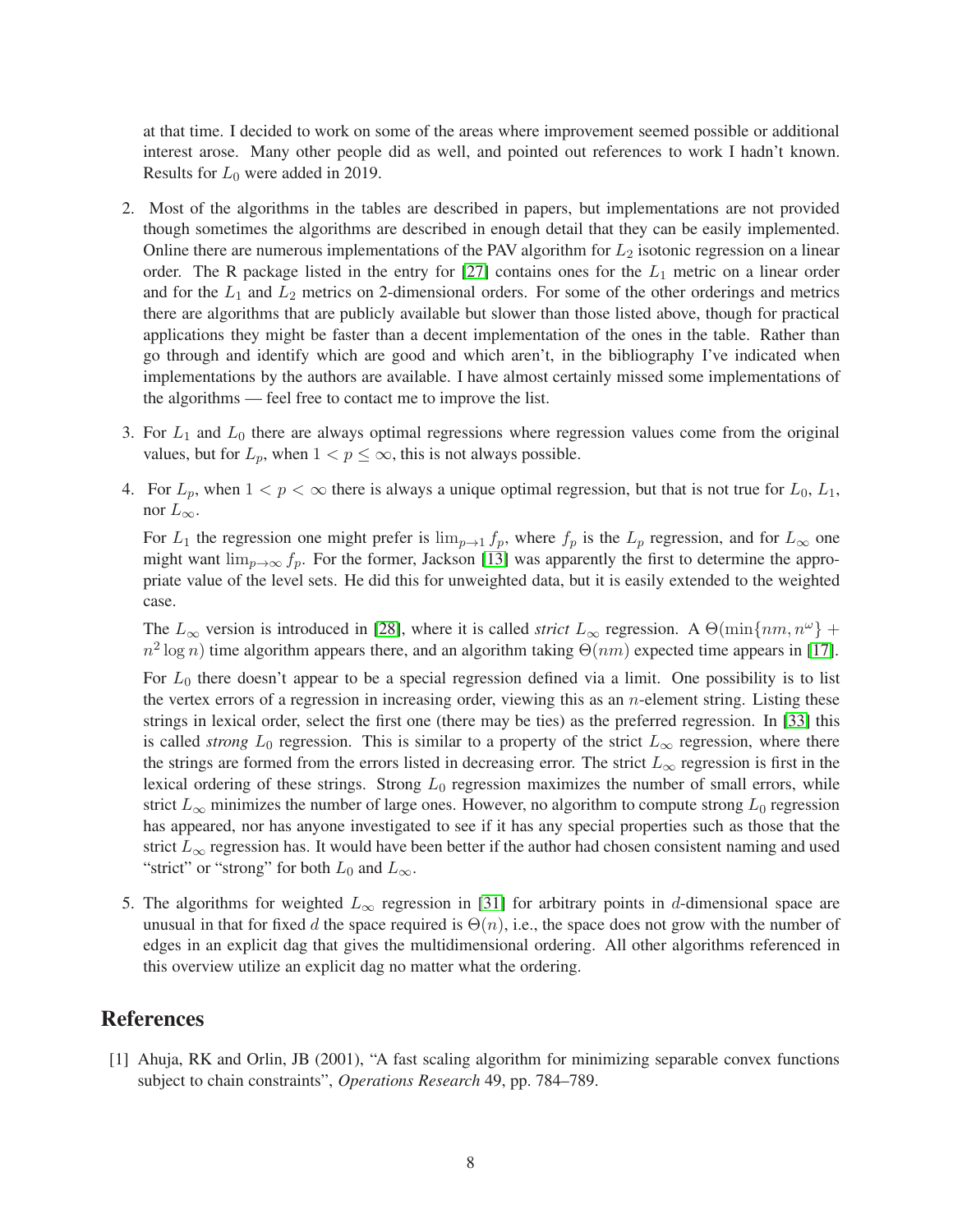at that time. I decided to work on some of the areas where improvement seemed possible or additional interest arose. Many other people did as well, and pointed out references to work I hadn't known. Results for $L_0$ were added in 2019.

2. Most of the algorithms in the tables are described in papers, but implementations are not provided though sometimes the algorithms are described in enough detail that they can be easily implemented. Online there are numerous implementations of the PAV algorithm for $L_2$ isotonic regression on a linear order. The R package listed in the entry for [27] contains ones for the $L_1$ metric on a linear order and for the $L_1$ and $L_2$ metrics on 2-dimensional orders. For some of the other orderings and metrics there are algorithms that are publicly available but slower than those listed above, though for practical applications they might be faster than a decent implementation of the ones in the table. Rather than go through and identify which are good and which aren't, in the bibliography I've indicated when implementations by the authors are available. I have almost certainly missed some implementations of the algorithms — feel free to contact me to improve the list.

3. For $L_1$ and $L_0$ there are always optimal regressions where regression values come from the original values, but for $L_p$, when $1 < p \leq \infty$, this is not always possible.

4. For $L_p$, when $1 < p < \infty$ there is always a unique optimal regression, but that is not true for $L_0$, $L_1$, nor $L_\infty$.

   For $L_1$ the regression one might prefer is $\lim_{p \to 1} f_p$, where $f_p$ is the $L_p$ regression, and for $L_\infty$ one might want $\lim_{p \to \infty} f_p$. For the former, Jackson [13] was apparently the first to determine the appropriate value of the level sets. He did this for unweighted data, but it is easily extended to the weighted case.

   The $L_\infty$ version is introduced in [28], where it is called *strict* $L_\infty$ regression. A $\Theta(\min\{nm, n^\omega\} + n^2 \log n)$ time algorithm appears there, and an algorithm taking $\Theta(nm)$ expected time appears in [17].

   For $L_0$ there doesn't appear to be a special regression defined via a limit. One possibility is to list the vertex errors of a regression in increasing order, viewing this as an $n$-element string. Listing these strings in lexical order, select the first one (there may be ties) as the preferred regression. In [33] this is called *strong* $L_0$ regression. This is similar to a property of the strict $L_\infty$ regression, where there the strings are formed from the errors listed in decreasing error. The strict $L_\infty$ regression is first in the lexical ordering of these strings. Strong $L_0$ regression maximizes the number of small errors, while strict $L_\infty$ minimizes the number of large ones. However, no algorithm to compute strong $L_0$ regression has appeared, nor has anyone investigated to see if it has any special properties such as those that the strict $L_\infty$ regression has. It would have been better if the author had chosen consistent naming and used "strict" or "strong" for both $L_0$ and $L_\infty$.

5. The algorithms for weighted $L_\infty$ regression in [31] for arbitrary points in $d$-dimensional space are unusual in that for fixed $d$ the space required is $\Theta(n)$, i.e., the space does not grow with the number of edges in an explicit dag that gives the multidimensional ordering. All other algorithms referenced in this overview utilize an explicit dag no matter what the ordering.

# References

[1] Ahuja, RK and Orlin, JB (2001), "A fast scaling algorithm for minimizing separable convex functions subject to chain constraints", *Operations Research* 49, pp. 784–789.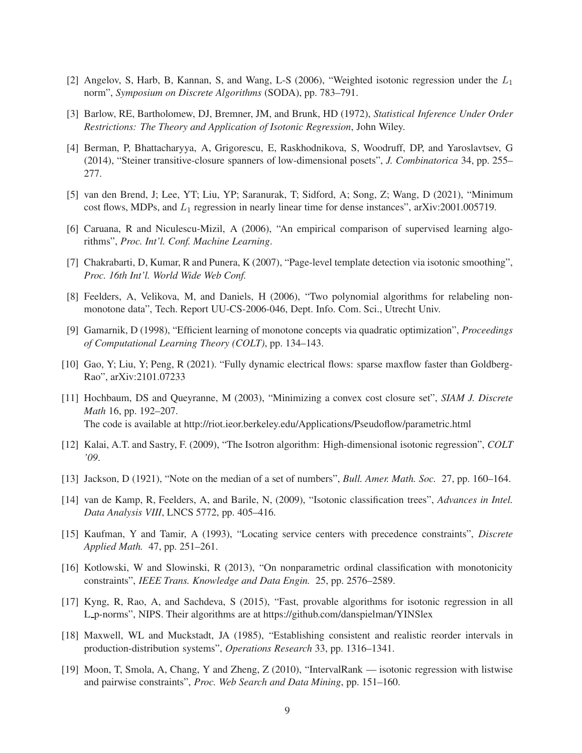[2] Angelov, S, Harb, B, Kannan, S, and Wang, L-S (2006), "Weighted isotonic regression under the $L_1$ norm", *Symposium on Discrete Algorithms* (SODA), pp. 783–791.

[3] Barlow, RE, Bartholomew, DJ, Bremner, JM, and Brunk, HD (1972), *Statistical Inference Under Order Restrictions: The Theory and Application of Isotonic Regression*, John Wiley.

[4] Berman, P, Bhattacharyya, A, Grigorescu, E, Raskhodnikova, S, Woodruff, DP, and Yaroslavtsev, G (2014), "Steiner transitive-closure spanners of low-dimensional posets", *J. Combinatorica* 34, pp. 255–277.

[5] van den Brend, J; Lee, YT; Liu, YP; Saranurak, T; Sidford, A; Song, Z; Wang, D (2021), "Minimum cost flows, MDPs, and $L_1$ regression in nearly linear time for dense instances", arXiv:2001.005719.

[6] Caruana, R and Niculescu-Mizil, A (2006), "An empirical comparison of supervised learning algorithms", *Proc. Int'l. Conf. Machine Learning*.

[7] Chakrabarti, D, Kumar, R and Punera, K (2007), "Page-level template detection via isotonic smoothing", *Proc. 16th Int'l. World Wide Web Conf.*

[8] Feelders, A, Velikova, M, and Daniels, H (2006), "Two polynomial algorithms for relabeling non-monotone data", Tech. Report UU-CS-2006-046, Dept. Info. Com. Sci., Utrecht Univ.

[9] Gamarnik, D (1998), "Efficient learning of monotone concepts via quadratic optimization", *Proceedings of Computational Learning Theory (COLT)*, pp. 134–143.

[10] Gao, Y; Liu, Y; Peng, R (2021). "Fully dynamic electrical flows: sparse maxflow faster than Goldberg-Rao", arXiv:2101.07233

[11] Hochbaum, DS and Queyranne, M (2003), "Minimizing a convex cost closure set", *SIAM J. Discrete Math* 16, pp. 192–207.
The code is available at http://riot.ieor.berkeley.edu/Applications/Pseudoflow/parametric.html

[12] Kalai, A.T. and Sastry, F. (2009), "The Isotron algorithm: High-dimensional isotonic regression", *COLT '09*.

[13] Jackson, D (1921), "Note on the median of a set of numbers", *Bull. Amer. Math. Soc.* 27, pp. 160–164.

[14] van de Kamp, R, Feelders, A, and Barile, N, (2009), "Isotonic classification trees", *Advances in Intel. Data Analysis VIII*, LNCS 5772, pp. 405–416.

[15] Kaufman, Y and Tamir, A (1993), "Locating service centers with precedence constraints", *Discrete Applied Math.* 47, pp. 251–261.

[16] Kotlowski, W and Slowinski, R (2013), "On nonparametric ordinal classification with monotonicity constraints", *IEEE Trans. Knowledge and Data Engin.* 25, pp. 2576–2589.

[17] Kyng, R, Rao, A, and Sachdeva, S (2015), "Fast, provable algorithms for isotonic regression in all L_p-norms", NIPS. Their algorithms are at https://github.com/danspielman/YINSlex

[18] Maxwell, WL and Muckstadt, JA (1985), "Establishing consistent and realistic reorder intervals in production-distribution systems", *Operations Research* 33, pp. 1316–1341.

[19] Moon, T, Smola, A, Chang, Y and Zheng, Z (2010), "IntervalRank — isotonic regression with listwise and pairwise constraints", *Proc. Web Search and Data Mining*, pp. 151–160.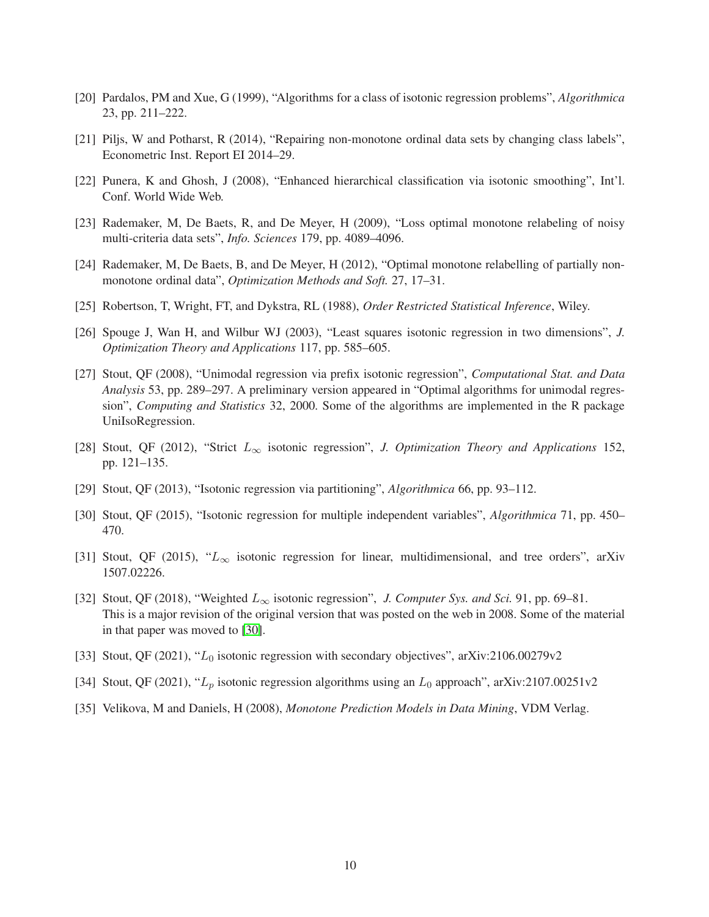[20] Pardalos, PM and Xue, G (1999), "Algorithms for a class of isotonic regression problems", *Algorithmica* 23, pp. 211–222.

[21] Piljs, W and Potharst, R (2014), "Repairing non-monotone ordinal data sets by changing class labels", Econometric Inst. Report EI 2014–29.

[22] Punera, K and Ghosh, J (2008), "Enhanced hierarchical classification via isotonic smoothing", Int'l. Conf. World Wide Web.

[23] Rademaker, M, De Baets, R, and De Meyer, H (2009), "Loss optimal monotone relabeling of noisy multi-criteria data sets", *Info. Sciences* 179, pp. 4089–4096.

[24] Rademaker, M, De Baets, B, and De Meyer, H (2012), "Optimal monotone relabelling of partially non-monotone ordinal data", *Optimization Methods and Soft.* 27, 17–31.

[25] Robertson, T, Wright, FT, and Dykstra, RL (1988), *Order Restricted Statistical Inference*, Wiley.

[26] Spouge J, Wan H, and Wilbur WJ (2003), "Least squares isotonic regression in two dimensions", *J. Optimization Theory and Applications* 117, pp. 585–605.

[27] Stout, QF (2008), "Unimodal regression via prefix isotonic regression", *Computational Stat. and Data Analysis* 53, pp. 289–297. A preliminary version appeared in "Optimal algorithms for unimodal regression", *Computing and Statistics* 32, 2000. Some of the algorithms are implemented in the R package UniIsoRegression.

[28] Stout, QF (2012), "Strict $L_\infty$ isotonic regression", *J. Optimization Theory and Applications* 152, pp. 121–135.

[29] Stout, QF (2013), "Isotonic regression via partitioning", *Algorithmica* 66, pp. 93–112.

[30] Stout, QF (2015), "Isotonic regression for multiple independent variables", *Algorithmica* 71, pp. 450–470.

[31] Stout, QF (2015), "$L_\infty$ isotonic regression for linear, multidimensional, and tree orders", arXiv 1507.02226.

[32] Stout, QF (2018), "Weighted $L_\infty$ isotonic regression", *J. Computer Sys. and Sci.* 91, pp. 69–81. This is a major revision of the original version that was posted on the web in 2008. Some of the material in that paper was moved to [30].

[33] Stout, QF (2021), "$L_0$ isotonic regression with secondary objectives", arXiv:2106.00279v2

[34] Stout, QF (2021), "$L_p$ isotonic regression algorithms using an $L_0$ approach", arXiv:2107.00251v2

[35] Velikova, M and Daniels, H (2008), *Monotone Prediction Models in Data Mining*, VDM Verlag.